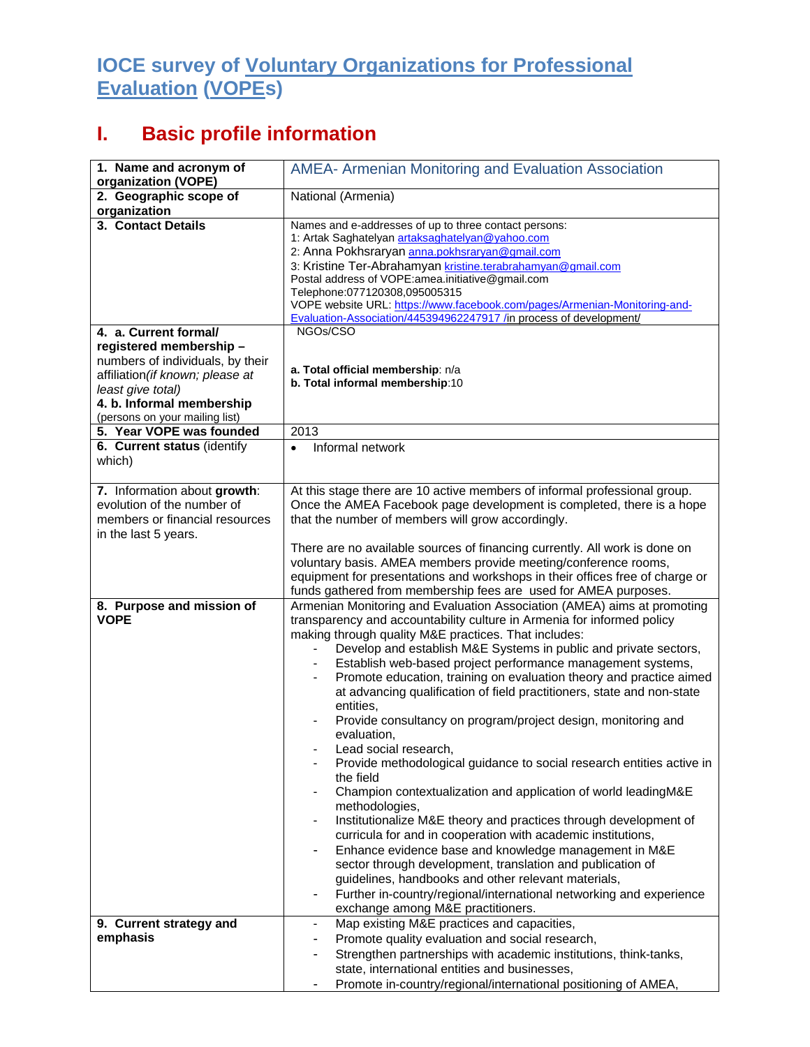# IOCE survey of Voluntary Organizations for Professional Evaluation (VOPEs)

## I. Basic profile information

| | |
|---|---|
| **1. Name and acronym of organization (VOPE)** | AMEA- Armenian Monitoring and Evaluation Association |
| **2. Geographic scope of organization** | National (Armenia) |
| **3. Contact Details** | Names and e-addresses of up to three contact persons:<br>1: Artak Saghatelyan artaksaghatelyan@yahoo.com<br>2: Anna Pokhsraryan anna.pokhsraryan@gmail.com<br>3: Kristine Ter-Abrahamyan kristine.terabrahamyan@gmail.com<br>Postal address of VOPE:amea.initiative@gmail.com<br>Telephone:077120308,095005315<br>VOPE website URL: https://www.facebook.com/pages/Armenian-Monitoring-and-Evaluation-Association/445394962247917 /in process of development/ |
| **4. a. Current formal/ registered membership –** numbers of individuals, by their affiliation*(if known; please at least give total)*<br>**4. b. Informal membership** (persons on your mailing list) | NGOs/CSO<br><br>**a. Total official membership**: n/a<br>**b. Total informal membership**:10 |
| **5. Year VOPE was founded** | 2013 |
| **6. Current status** (identify which) | • Informal network |
| **7.** Information about **growth**: evolution of the number of members or financial resources in the last 5 years. | At this stage there are 10 active members of informal professional group. Once the AMEA Facebook page development is completed, there is a hope that the number of members will grow accordingly.<br><br>There are no available sources of financing currently. All work is done on voluntary basis. AMEA members provide meeting/conference rooms, equipment for presentations and workshops in their offices free of charge or funds gathered from membership fees are used for AMEA purposes. |
| **8. Purpose and mission of VOPE** | Armenian Monitoring and Evaluation Association (AMEA) aims at promoting transparency and accountability culture in Armenia for informed policy making through quality M&E practices. That includes:<br>- Develop and establish M&E Systems in public and private sectors,<br>- Establish web-based project performance management systems,<br>- Promote education, training on evaluation theory and practice aimed at advancing qualification of field practitioners, state and non-state entities,<br>- Provide consultancy on program/project design, monitoring and evaluation,<br>- Lead social research,<br>- Provide methodological guidance to social research entities active in the field<br>- Champion contextualization and application of world leadingM&E methodologies,<br>- Institutionalize M&E theory and practices through development of curricula for and in cooperation with academic institutions,<br>- Enhance evidence base and knowledge management in M&E sector through development, translation and publication of guidelines, handbooks and other relevant materials,<br>- Further in-country/regional/international networking and experience exchange among M&E practitioners. |
| **9. Current strategy and emphasis** | - Map existing M&E practices and capacities,<br>- Promote quality evaluation and social research,<br>- Strengthen partnerships with academic institutions, think-tanks, state, international entities and businesses,<br>- Promote in-country/regional/international positioning of AMEA, |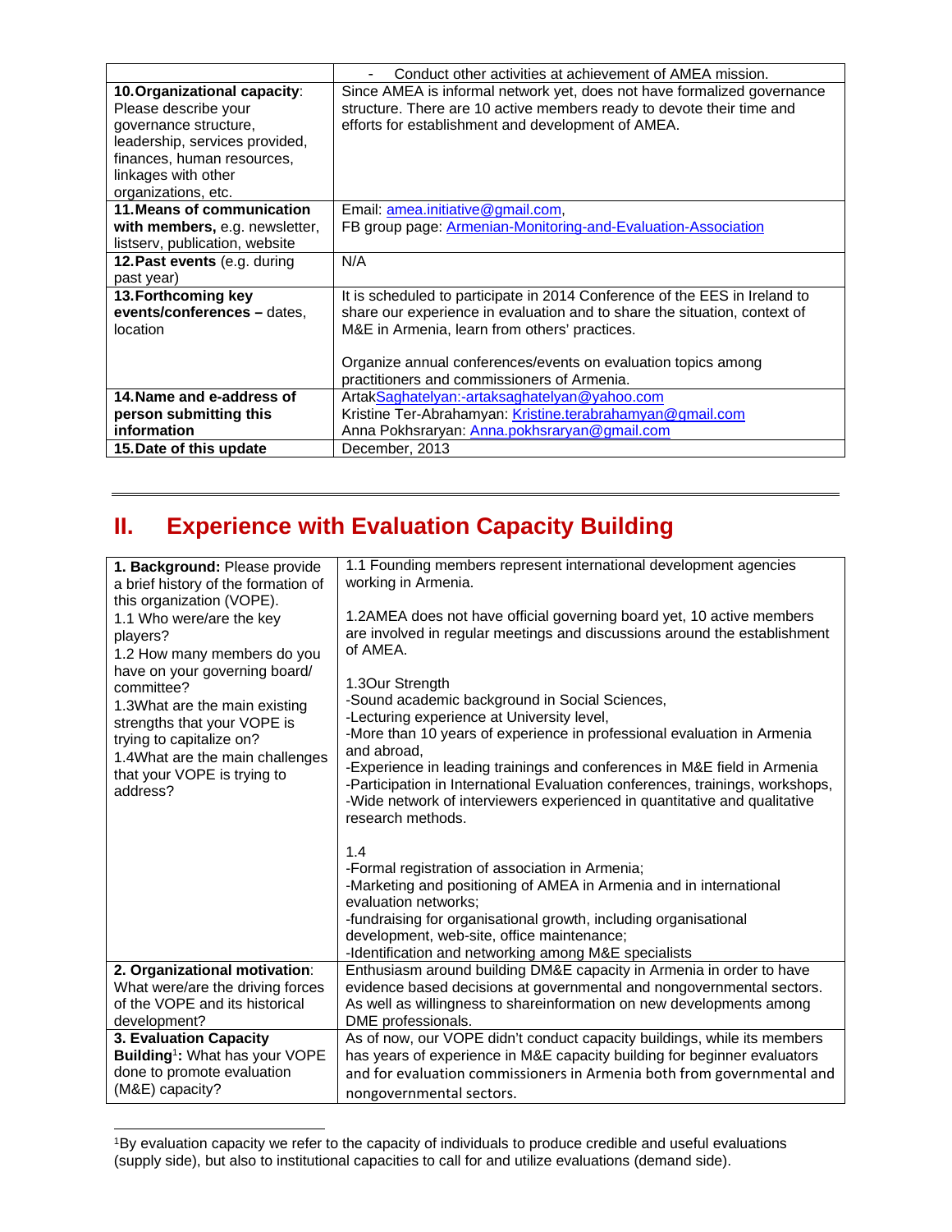| | |
|---|---|
| | - Conduct other activities at achievement of AMEA mission. |
| **10. Organizational capacity**: Please describe your governance structure, leadership, services provided, finances, human resources, linkages with other organizations, etc. | Since AMEA is informal network yet, does not have formalized governance structure. There are 10 active members ready to devote their time and efforts for establishment and development of AMEA. |
| **11. Means of communication with members**, e.g. newsletter, listserv, publication, website | Email: amea.initiative@gmail.com, FB group page: Armenian-Monitoring-and-Evaluation-Association |
| **12. Past events** (e.g. during past year) | N/A |
| **13. Forthcoming key events/conferences –** dates, location | It is scheduled to participate in 2014 Conference of the EES in Ireland to share our experience in evaluation and to share the situation, context of M&E in Armenia, learn from others' practices.<br><br>Organize annual conferences/events on evaluation topics among practitioners and commissioners of Armenia. |
| **14. Name and e-address of person submitting this information** | ArtakSaghatelyan:-artaksaghatelyan@yahoo.com<br>Kristine Ter-Abrahamyan: Kristine.terabrahamyan@gmail.com<br>Anna Pokhsraryan: Anna.pokhsraryan@gmail.com |
| **15. Date of this update** | December, 2013 |

# II. Experience with Evaluation Capacity Building

| | |
|---|---|
| **1. Background:** Please provide a brief history of the formation of this organization (VOPE).<br>1.1 Who were/are the key players?<br>1.2 How many members do you have on your governing board/ committee?<br>1.3What are the main existing strengths that your VOPE is trying to capitalize on?<br>1.4What are the main challenges that your VOPE is trying to address? | 1.1 Founding members represent international development agencies working in Armenia.<br><br>1.2AMEA does not have official governing board yet, 10 active members are involved in regular meetings and discussions around the establishment of AMEA.<br><br>1.3Our Strength<br>-Sound academic background in Social Sciences,<br>-Lecturing experience at University level,<br>-More than 10 years of experience in professional evaluation in Armenia and abroad,<br>-Experience in leading trainings and conferences in M&E field in Armenia<br>-Participation in International Evaluation conferences, trainings, workshops,<br>-Wide network of interviewers experienced in quantitative and qualitative research methods.<br><br>1.4<br>-Formal registration of association in Armenia;<br>-Marketing and positioning of AMEA in Armenia and in international evaluation networks;<br>-fundraising for organisational growth, including organisational development, web-site, office maintenance;<br>-Identification and networking among M&E specialists |
| **2. Organizational motivation**: What were/are the driving forces of the VOPE and its historical development? | Enthusiasm around building DM&E capacity in Armenia in order to have evidence based decisions at governmental and nongovernmental sectors. As well as willingness to shareinformation on new developments among DME professionals. |
| **3. Evaluation Capacity Building**[1]**:** What has your VOPE done to promote evaluation (M&E) capacity? | As of now, our VOPE didn't conduct capacity buildings, while its members has years of experience in M&E capacity building for beginner evaluators and for evaluation commissioners in Armenia both from governmental and nongovernmental sectors. |

[1]By evaluation capacity we refer to the capacity of individuals to produce credible and useful evaluations (supply side), but also to institutional capacities to call for and utilize evaluations (demand side).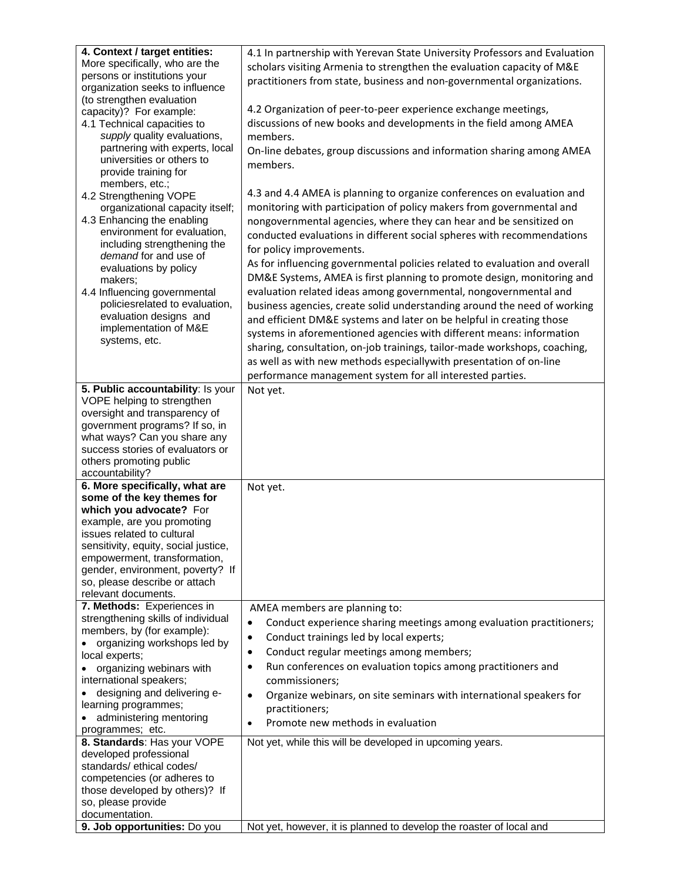| | |
|---|---|
| **4. Context / target entities:** More specifically, who are the persons or institutions your organization seeks to influence (to strengthen evaluation capacity)? For example:<br>4.1 Technical capacities to *supply* quality evaluations, partnering with experts, local universities or others to provide training for members, etc.;<br>4.2 Strengthening VOPE organizational capacity itself;<br>4.3 Enhancing the enabling environment for evaluation, including strengthening the *demand* for and use of evaluations by policy makers;<br>4.4 Influencing governmental policiesrelated to evaluation, evaluation designs and implementation of M&E systems, etc. | 4.1 In partnership with Yerevan State University Professors and Evaluation scholars visiting Armenia to strengthen the evaluation capacity of M&E practitioners from state, business and non-governmental organizations.<br><br>4.2 Organization of peer-to-peer experience exchange meetings, discussions of new books and developments in the field among AMEA members.<br>On-line debates, group discussions and information sharing among AMEA members.<br><br>4.3 and 4.4 AMEA is planning to organize conferences on evaluation and monitoring with participation of policy makers from governmental and nongovernmental agencies, where they can hear and be sensitized on conducted evaluations in different social spheres with recommendations for policy improvements.<br>As for influencing governmental policies related to evaluation and overall DM&E Systems, AMEA is first planning to promote design, monitoring and evaluation related ideas among governmental, nongovernmental and business agencies, create solid understanding around the need of working and efficient DM&E systems and later on be helpful in creating those systems in aforementioned agencies with different means: information sharing, consultation, on-job trainings, tailor-made workshops, coaching, as well as with new methods especiallywith presentation of on-line performance management system for all interested parties. |
| **5. Public accountability**: Is your VOPE helping to strengthen oversight and transparency of government programs? If so, in what ways? Can you share any success stories of evaluators or others promoting public accountability? | Not yet. |
| **6. More specifically, what are some of the key themes for which you advocate?** For example, are you promoting issues related to cultural sensitivity, equity, social justice, empowerment, transformation, gender, environment, poverty? If so, please describe or attach relevant documents. | Not yet. |
| **7. Methods:** Experiences in strengthening skills of individual members, by (for example):<br>• organizing workshops led by local experts;<br>• organizing webinars with international speakers;<br>• designing and delivering e-learning programmes;<br>• administering mentoring programmes; etc. | AMEA members are planning to:<br>• Conduct experience sharing meetings among evaluation practitioners;<br>• Conduct trainings led by local experts;<br>• Conduct regular meetings among members;<br>• Run conferences on evaluation topics among practitioners and commissioners;<br>• Organize webinars, on site seminars with international speakers for practitioners;<br>• Promote new methods in evaluation |
| **8. Standards**: Has your VOPE developed professional standards/ ethical codes/ competencies (or adheres to those developed by others)? If so, please provide documentation. | Not yet, while this will be developed in upcoming years. |
| **9. Job opportunities:** Do you | Not yet, however, it is planned to develop the roaster of local and |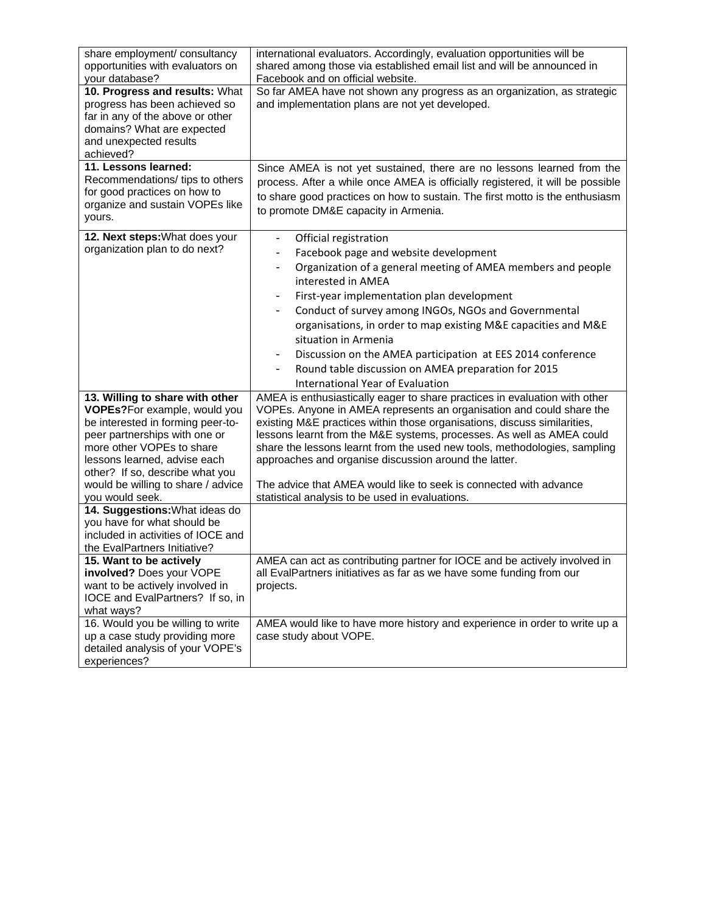| | |
|---|---|
| share employment/ consultancy opportunities with evaluators on your database? | international evaluators. Accordingly, evaluation opportunities will be shared among those via established email list and will be announced in Facebook and on official website. |
| **10. Progress and results:** What progress has been achieved so far in any of the above or other domains? What are expected and unexpected results achieved? | So far AMEA have not shown any progress as an organization, as strategic and implementation plans are not yet developed. |
| **11. Lessons learned:** Recommendations/ tips to others for good practices on how to organize and sustain VOPEs like yours. | Since AMEA is not yet sustained, there are no lessons learned from the process. After a while once AMEA is officially registered, it will be possible to share good practices on how to sustain. The first motto is the enthusiasm to promote DM&E capacity in Armenia. |
| **12. Next steps:** What does your organization plan to do next? | - Official registration<br>- Facebook page and website development<br>- Organization of a general meeting of AMEA members and people interested in AMEA<br>- First-year implementation plan development<br>- Conduct of survey among INGOs, NGOs and Governmental organisations, in order to map existing M&E capacities and M&E situation in Armenia<br>- Discussion on the AMEA participation at EES 2014 conference<br>- Round table discussion on AMEA preparation for 2015 International Year of Evaluation |
| **13. Willing to share with other VOPEs?** For example, would you be interested in forming peer-to-peer partnerships with one or more other VOPEs to share lessons learned, advise each other? If so, describe what you would be willing to share / advice you would seek. | AMEA is enthusiastically eager to share practices in evaluation with other VOPEs. Anyone in AMEA represents an organisation and could share the existing M&E practices within those organisations, discuss similarities, lessons learnt from the M&E systems, processes. As well as AMEA could share the lessons learnt from the used new tools, methodologies, sampling approaches and organise discussion around the latter.<br><br>The advice that AMEA would like to seek is connected with advance statistical analysis to be used in evaluations. |
| **14. Suggestions:** What ideas do you have for what should be included in activities of IOCE and the EvalPartners Initiative? | |
| **15. Want to be actively involved?** Does your VOPE want to be actively involved in IOCE and EvalPartners? If so, in what ways? | AMEA can act as contributing partner for IOCE and be actively involved in all EvalPartners initiatives as far as we have some funding from our projects. |
| 16. Would you be willing to write up a case study providing more detailed analysis of your VOPE's experiences? | AMEA would like to have more history and experience in order to write up a case study about VOPE. |